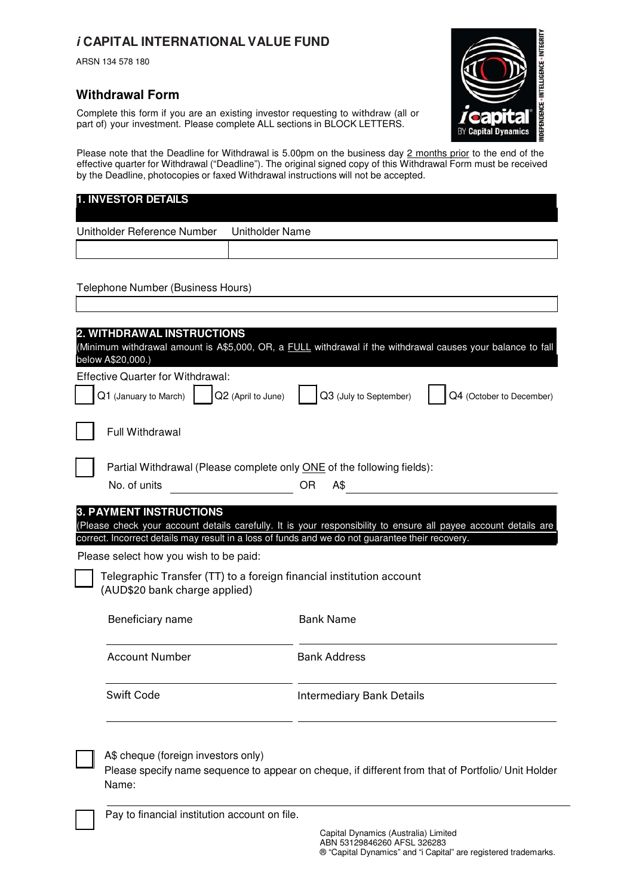# *i* CAPITAL INTERNATIONAL VALUE FUND

ARSN 134 578 180

## Withdrawal Form

Complete this form if you are an existing investor requesting to withdraw (all or part of) your investment. Please complete ALL sections in BLOCK LETTERS.

Please note that the Deadline for Withdrawal is 5.00pm on the business day 2 months prior to the end of the effective quarter for Withdrawal ("Deadline"). The original signed copy of this Withdrawal Form must be received by the Deadline, photocopies or faxed Withdrawal instructions will not be accepted.

### 1. INVESTOR DETAILS

| Unitholder Reference Number | Unitholder Name |
|---|---|
| | |

Telephone Number (Business Hours)

______________________________

### 2. WITHDRAWAL INSTRUCTIONS

(Minimum withdrawal amount is A$5,000, OR, a FULL withdrawal if the withdrawal causes your balance to fall below A$20,000.)

Effective Quarter for Withdrawal:

☐ Q1 (January to March) ☐ Q2 (April to June) ☐ Q3 (July to September) ☐ Q4 (October to December)

☐ Full Withdrawal

☐ Partial Withdrawal (Please complete only ONE of the following fields):

No. of units ______________ OR A$ ______________

### 3. PAYMENT INSTRUCTIONS

(Please check your account details carefully. It is your responsibility to ensure all payee account details are correct. Incorrect details may result in a loss of funds and we do not guarantee their recovery.

Please select how you wish to be paid:

☐ Telegraphic Transfer (TT) to a foreign financial institution account (AUD$20 bank charge applied)

| | |
|---|---|
| Beneficiary name ______________ | Bank Name ______________ |
| Account Number ______________ | Bank Address ______________ |
| Swift Code ______________ | Intermediary Bank Details ______________ |

☐ A$ cheque (foreign investors only)
Please specify name sequence to appear on cheque, if different from that of Portfolio/ Unit Holder Name:

______________________________

☐ Pay to financial institution account on file.

Capital Dynamics (Australia) Limited
ABN 53129846260 AFSL 326283
® "Capital Dynamics" and "i Capital" are registered trademarks.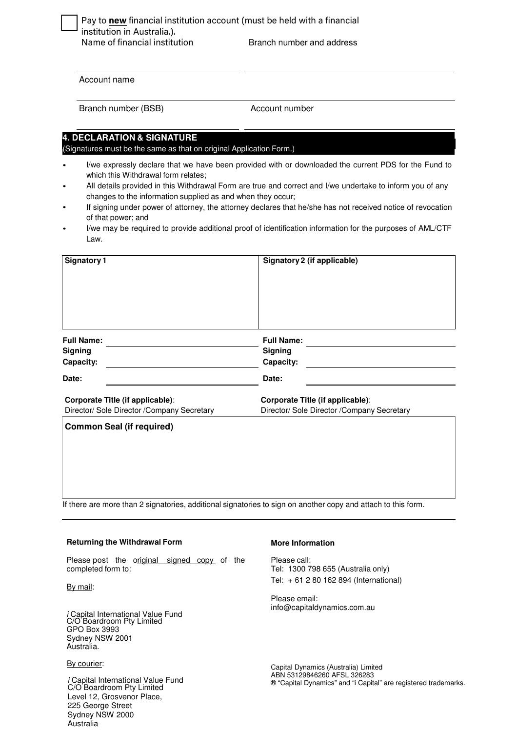☐ Pay to **new** financial institution account (must be held with a financial institution in Australia.).

Name of financial institution

Branch number and address

Account name

Branch number (BSB)

Account number

## 4. DECLARATION & SIGNATURE

(Signatures must be the same as that on original Application Form.)

- I/we expressly declare that we have been provided with or downloaded the current PDS for the Fund to which this Withdrawal form relates;
- All details provided in this Withdrawal Form are true and correct and I/we undertake to inform you of any changes to the information supplied as and when they occur;
- If signing under power of attorney, the attorney declares that he/she has not received notice of revocation of that power; and
- I/we may be required to provide additional proof of identification information for the purposes of AML/CTF Law.

| **Signatory 1** | **Signatory 2 (if applicable)** |
|---|---|
| | |
| **Full Name:** | **Full Name:** |
| **Signing Capacity:** | **Signing Capacity:** |
| **Date:** | **Date:** |
| **Corporate Title (if applicable)**: Director/ Sole Director /Company Secretary | **Corporate Title (if applicable)**: Director/ Sole Director /Company Secretary |

**Common Seal (if required)**

If there are more than 2 signatories, additional signatories to sign on another copy and attach to this form.

**Returning the Withdrawal Form**

Please post the original signed copy of the completed form to:

By mail:

*i* Capital International Value Fund
C/O Boardroom Pty Limited
GPO Box 3993
Sydney NSW 2001
Australia.

By courier:

*i* Capital International Value Fund
C/O Boardroom Pty Limited
Level 12, Grosvenor Place,
225 George Street
Sydney NSW 2000
Australia

**More Information**

Please call:
Tel: 1300 798 655 (Australia only)
Tel: + 61 2 80 162 894 (International)

Please email:
info@capitaldynamics.com.au

Capital Dynamics (Australia) Limited
ABN 53129846260 AFSL 326283
® "Capital Dynamics" and "i Capital" are registered trademarks.